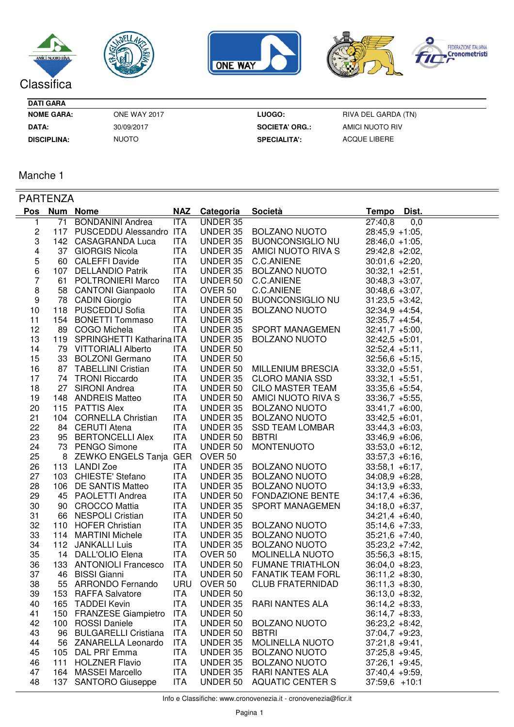# Classifica

**DATI GARA**

| | | | |
|---|---|---|---|
| **NOME GARA:** | ONE WAY 2017 | **LUOGO:** | RIVA DEL GARDA (TN) |
| **DATA:** | 30/09/2017 | **SOCIETA' ORG.:** | AMICI NUOTO RIV |
| **DISCIPLINA:** | NUOTO | **SPECIALITA':** | ACQUE LIBERE |

## Manche 1

### PARTENZA

| Pos | Num | Nome | NAZ | Categoria | Società | Tempo | Dist. |
|---|---|---|---|---|---|---|---|
| 1 | 71 | BONDANINI Andrea | ITA | UNDER 35 | | 27:40,8 | 0,0 |
| 2 | 117 | PUSCEDDU Alessandro | ITA | UNDER 35 | BOLZANO NUOTO | 28:45,9 | +1:05, |
| 3 | 142 | CASAGRANDA Luca | ITA | UNDER 35 | BUONCONSIGLIO NU | 28:46,0 | +1:05, |
| 4 | 37 | GIORGIS Nicola | ITA | UNDER 35 | AMICI NUOTO RIVA S | 29:42,8 | +2:02, |
| 5 | 60 | CALEFFI Davide | ITA | UNDER 35 | C.C.ANIENE | 30:01,6 | +2:20, |
| 6 | 107 | DELLANDIO Patrik | ITA | UNDER 35 | BOLZANO NUOTO | 30:32,1 | +2:51, |
| 7 | 61 | POLTRONIERI Marco | ITA | UNDER 50 | C.C.ANIENE | 30:48,3 | +3:07, |
| 8 | 58 | CANTONI Gianpaolo | ITA | OVER 50 | C.C.ANIENE | 30:48,6 | +3:07, |
| 9 | 78 | CADIN Giorgio | ITA | UNDER 50 | BUONCONSIGLIO NU | 31:23,5 | +3:42, |
| 10 | 118 | PUSCEDDU Sofia | ITA | UNDER 35 | BOLZANO NUOTO | 32:34,9 | +4:54, |
| 11 | 154 | BONETTI Tommaso | ITA | UNDER 35 | | 32:35,7 | +4:54, |
| 12 | 89 | COGO Michela | ITA | UNDER 35 | SPORT MANAGEMEN | 32:41,7 | +5:00, |
| 13 | 119 | SPRINGHETTI Katharina | ITA | UNDER 35 | BOLZANO NUOTO | 32:42,5 | +5:01, |
| 14 | 79 | VITTORIALI Alberto | ITA | UNDER 50 | | 32:52,4 | +5:11, |
| 15 | 33 | BOLZONI Germano | ITA | UNDER 50 | | 32:56,6 | +5:15, |
| 16 | 87 | TABELLINI Cristian | ITA | UNDER 50 | MILLENIUM BRESCIA | 33:32,0 | +5:51, |
| 17 | 74 | TRONI Riccardo | ITA | UNDER 35 | CLORO MANIA SSD | 33:32,1 | +5:51, |
| 18 | 27 | SIRONI Andrea | ITA | UNDER 50 | CILO MASTER TEAM | 33:35,6 | +5:54, |
| 19 | 148 | ANDREIS Matteo | ITA | UNDER 50 | AMICI NUOTO RIVA S | 33:36,7 | +5:55, |
| 20 | 115 | PATTIS Alex | ITA | UNDER 35 | BOLZANO NUOTO | 33:41,7 | +6:00, |
| 21 | 104 | CORNELLA Christian | ITA | UNDER 35 | BOLZANO NUOTO | 33:42,5 | +6:01, |
| 22 | 84 | CERUTI Atena | ITA | UNDER 35 | SSD TEAM LOMBAR | 33:44,3 | +6:03, |
| 23 | 95 | BERTONCELLI Alex | ITA | UNDER 50 | BBTRI | 33:46,9 | +6:06, |
| 24 | 73 | PENGO Simone | ITA | UNDER 50 | MONTENUOTO | 33:53,0 | +6:12, |
| 25 | 8 | ZEWKO ENGELS Tanja | GER | OVER 50 | | 33:57,3 | +6:16, |
| 26 | 113 | LANDI Zoe | ITA | UNDER 35 | BOLZANO NUOTO | 33:58,1 | +6:17, |
| 27 | 103 | CHIESTE' Stefano | ITA | UNDER 35 | BOLZANO NUOTO | 34:08,9 | +6:28, |
| 28 | 106 | DE SANTIS Matteo | ITA | UNDER 35 | BOLZANO NUOTO | 34:13,9 | +6:33, |
| 29 | 45 | PAOLETTI Andrea | ITA | UNDER 50 | FONDAZIONE BENTE | 34:17,4 | +6:36, |
| 30 | 90 | CROCCO Mattia | ITA | UNDER 35 | SPORT MANAGEMEN | 34:18,0 | +6:37, |
| 31 | 66 | NESPOLI Cristian | ITA | UNDER 50 | | 34:21,4 | +6:40, |
| 32 | 110 | HOFER Christian | ITA | UNDER 35 | BOLZANO NUOTO | 35:14,6 | +7:33, |
| 33 | 114 | MARTINI Michele | ITA | UNDER 35 | BOLZANO NUOTO | 35:21,6 | +7:40, |
| 34 | 112 | JANKALLI Luis | ITA | UNDER 35 | BOLZANO NUOTO | 35:23,2 | +7:42, |
| 35 | 14 | DALL'OLIO Elena | ITA | OVER 50 | MOLINELLA NUOTO | 35:56,3 | +8:15, |
| 36 | 133 | ANTONIOLI Francesco | ITA | UNDER 50 | FUMANE TRIATHLON | 36:04,0 | +8:23, |
| 37 | 46 | BISSI Gianni | ITA | UNDER 50 | FANATIK TEAM FORL | 36:11,2 | +8:30, |
| 38 | 55 | ARRONDO Fernando | URU | OVER 50 | CLUB FRATERNIDAD | 36:11,3 | +8:30, |
| 39 | 153 | RAFFA Salvatore | ITA | UNDER 50 | | 36:13,0 | +8:32, |
| 40 | 165 | TADDEI Kevin | ITA | UNDER 35 | RARI NANTES ALA | 36:14,2 | +8:33, |
| 41 | 150 | FRANZESE Giampietro | ITA | UNDER 50 | | 36:14,7 | +8:33, |
| 42 | 100 | ROSSI Daniele | ITA | UNDER 50 | BOLZANO NUOTO | 36:23,2 | +8:42, |
| 43 | 96 | BULGARELLI Cristiana | ITA | UNDER 50 | BBTRI | 37:04,7 | +9:23, |
| 44 | 56 | ZANARELLA Leonardo | ITA | UNDER 35 | MOLINELLA NUOTO | 37:21,8 | +9:41, |
| 45 | 105 | DAL PRI' Emma | ITA | UNDER 35 | BOLZANO NUOTO | 37:25,8 | +9:45, |
| 46 | 111 | HOLZNER Flavio | ITA | UNDER 35 | BOLZANO NUOTO | 37:26,1 | +9:45, |
| 47 | 164 | MASSEI Marcello | ITA | UNDER 35 | RARI NANTES ALA | 37:40,4 | +9:59, |
| 48 | 137 | SANTORO Giuseppe | ITA | UNDER 50 | AQUATIC CENTER S | 37:59,6 | +10:1 |

Info e Classifiche: www.cronovenezia.it - cronovenezia@ficr.it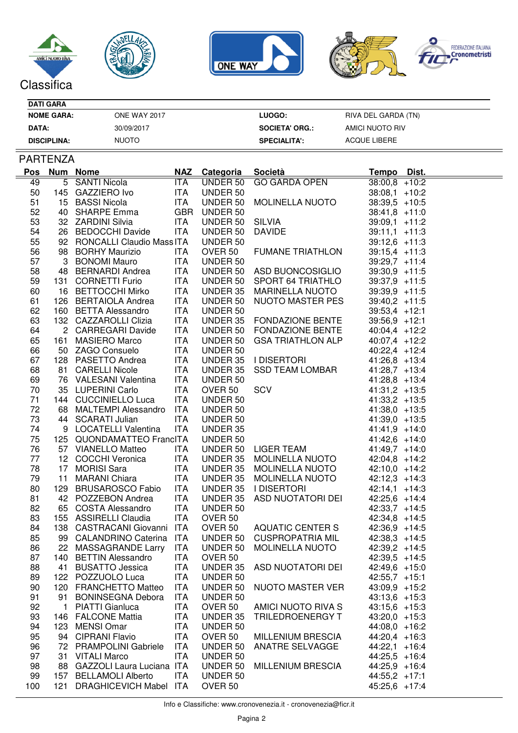Classifica

**DATI GARA**

| | | | |
|---|---|---|---|
| **NOME GARA:** | ONE WAY 2017 | **LUOGO:** | RIVA DEL GARDA (TN) |
| **DATA:** | 30/09/2017 | **SOCIETA' ORG.:** | AMICI NUOTO RIV |
| **DISCIPLINA:** | NUOTO | **SPECIALITA':** | ACQUE LIBERE |

## PARTENZA

| Pos | Num | Nome | NAZ | Categoria | Società | Tempo | Dist. |
|---|---|---|---|---|---|---|---|
| 49 | 5 | SANTI Nicola | ITA | UNDER 50 | GO GARDA OPEN | 38:00,8 | +10:2 |
| 50 | 145 | GAZZIERO Ivo | ITA | UNDER 50 | | 38:08,1 | +10:2 |
| 51 | 15 | BASSI Nicola | ITA | UNDER 50 | MOLINELLA NUOTO | 38:39,5 | +10:5 |
| 52 | 40 | SHARPE Emma | GBR | UNDER 50 | | 38:41,8 | +11:0 |
| 53 | 32 | ZARDINI Silvia | ITA | UNDER 50 | SILVIA | 39:09,1 | +11:2 |
| 54 | 26 | BEDOCCHI Davide | ITA | UNDER 50 | DAVIDE | 39:11,1 | +11:3 |
| 55 | 92 | RONCALLI Claudio Mass | ITA | UNDER 50 | | 39:12,6 | +11:3 |
| 56 | 98 | BORHY Maurizio | ITA | OVER 50 | FUMANE TRIATHLON | 39:15,4 | +11:3 |
| 57 | 3 | BONOMI Mauro | ITA | UNDER 50 | | 39:29,7 | +11:4 |
| 58 | 48 | BERNARDI Andrea | ITA | UNDER 50 | ASD BUONCOSIGLIO | 39:30,9 | +11:5 |
| 59 | 131 | CORNETTI Furio | ITA | UNDER 50 | SPORT 64 TRIATHLO | 39:37,9 | +11:5 |
| 60 | 16 | BETTOCCHI Mirko | ITA | UNDER 35 | MARINELLA NUOTO | 39:39,9 | +11:5 |
| 61 | 126 | BERTAIOLA Andrea | ITA | UNDER 50 | NUOTO MASTER PES | 39:40,2 | +11:5 |
| 62 | 160 | BETTA Alessandro | ITA | UNDER 50 | | 39:53,4 | +12:1 |
| 63 | 132 | CAZZAROLLI Clizia | ITA | UNDER 35 | FONDAZIONE BENTE | 39:56,9 | +12:1 |
| 64 | 2 | CARREGARI Davide | ITA | UNDER 50 | FONDAZIONE BENTE | 40:04,4 | +12:2 |
| 65 | 161 | MASIERO Marco | ITA | UNDER 50 | GSA TRIATHLON ALP | 40:07,4 | +12:2 |
| 66 | 50 | ZAGO Consuelo | ITA | UNDER 50 | | 40:22,4 | +12:4 |
| 67 | 128 | PASETTO Andrea | ITA | UNDER 35 | I DISERTORI | 41:26,8 | +13:4 |
| 68 | 81 | CARELLI Nicole | ITA | UNDER 35 | SSD TEAM LOMBAR | 41:28,7 | +13:4 |
| 69 | 76 | VALESANI Valentina | ITA | UNDER 50 | | 41:28,8 | +13:4 |
| 70 | 35 | LUPERINI Carlo | ITA | OVER 50 | SCV | 41:31,2 | +13:5 |
| 71 | 144 | CUCCINIELLO Luca | ITA | UNDER 50 | | 41:33,2 | +13:5 |
| 72 | 68 | MALTEMPI Alessandro | ITA | UNDER 50 | | 41:38,0 | +13:5 |
| 73 | 44 | SCARATI Julian | ITA | UNDER 50 | | 41:39,0 | +13:5 |
| 74 | 9 | LOCATELLI Valentina | ITA | UNDER 35 | | 41:41,9 | +14:0 |
| 75 | 125 | QUONDAMATTEO Franc | ITA | UNDER 50 | | 41:42,6 | +14:0 |
| 76 | 57 | VIANELLO Matteo | ITA | UNDER 50 | LIGER TEAM | 41:49,7 | +14:0 |
| 77 | 12 | COCCHI Veronica | ITA | UNDER 35 | MOLINELLA NUOTO | 42:04,8 | +14:2 |
| 78 | 17 | MORISI Sara | ITA | UNDER 35 | MOLINELLA NUOTO | 42:10,0 | +14:2 |
| 79 | 11 | MARANI Chiara | ITA | UNDER 35 | MOLINELLA NUOTO | 42:12,3 | +14:3 |
| 80 | 129 | BRUSAROSCO Fabio | ITA | UNDER 35 | I DISERTORI | 42:14,1 | +14:3 |
| 81 | 42 | POZZEBON Andrea | ITA | UNDER 35 | ASD NUOTATORI DEI | 42:25,6 | +14:4 |
| 82 | 65 | COSTA Alessandro | ITA | UNDER 50 | | 42:33,7 | +14:5 |
| 83 | 155 | ASSIRELLI Claudia | ITA | OVER 50 | | 42:34,8 | +14:5 |
| 84 | 138 | CASTRACANI Giovanni | ITA | OVER 50 | AQUATIC CENTER S | 42:36,9 | +14:5 |
| 85 | 99 | CALANDRINO Caterina | ITA | UNDER 50 | CUSPROPATRIA MIL | 42:38,3 | +14:5 |
| 86 | 22 | MASSAGRANDE Larry | ITA | UNDER 50 | MOLINELLA NUOTO | 42:39,2 | +14:5 |
| 87 | 140 | BETTIN Alessandro | ITA | OVER 50 | | 42:39,5 | +14:5 |
| 88 | 41 | BUSATTO Jessica | ITA | UNDER 35 | ASD NUOTATORI DEI | 42:49,6 | +15:0 |
| 89 | 122 | POZZUOLO Luca | ITA | UNDER 50 | | 42:55,7 | +15:1 |
| 90 | 120 | FRANCHETTO Matteo | ITA | UNDER 50 | NUOTO MASTER VER | 43:09,9 | +15:2 |
| 91 | 91 | BONINSEGNA Debora | ITA | UNDER 50 | | 43:13,6 | +15:3 |
| 92 | 1 | PIATTI Gianluca | ITA | OVER 50 | AMICI NUOTO RIVA S | 43:15,6 | +15:3 |
| 93 | 146 | FALCONE Mattia | ITA | UNDER 35 | TRILEDROENERGY T | 43:20,0 | +15:3 |
| 94 | 123 | MENSI Omar | ITA | UNDER 50 | | 44:08,0 | +16:2 |
| 95 | 94 | CIPRANI Flavio | ITA | OVER 50 | MILLENIUM BRESCIA | 44:20,4 | +16:3 |
| 96 | 72 | PRAMPOLINI Gabriele | ITA | UNDER 50 | ANATRE SELVAGGE | 44:22,1 | +16:4 |
| 97 | 31 | VITALI Marco | ITA | UNDER 50 | | 44:25,5 | +16:4 |
| 98 | 88 | GAZZOLI Laura Luciana | ITA | UNDER 50 | MILLENIUM BRESCIA | 44:25,9 | +16:4 |
| 99 | 157 | BELLAMOLI Alberto | ITA | UNDER 50 | | 44:55,2 | +17:1 |
| 100 | 121 | DRAGHICEVICH Mabel | ITA | OVER 50 | | 45:25,6 | +17:4 |

Info e Classifiche: www.cronovenezia.it - cronovenezia@ficr.it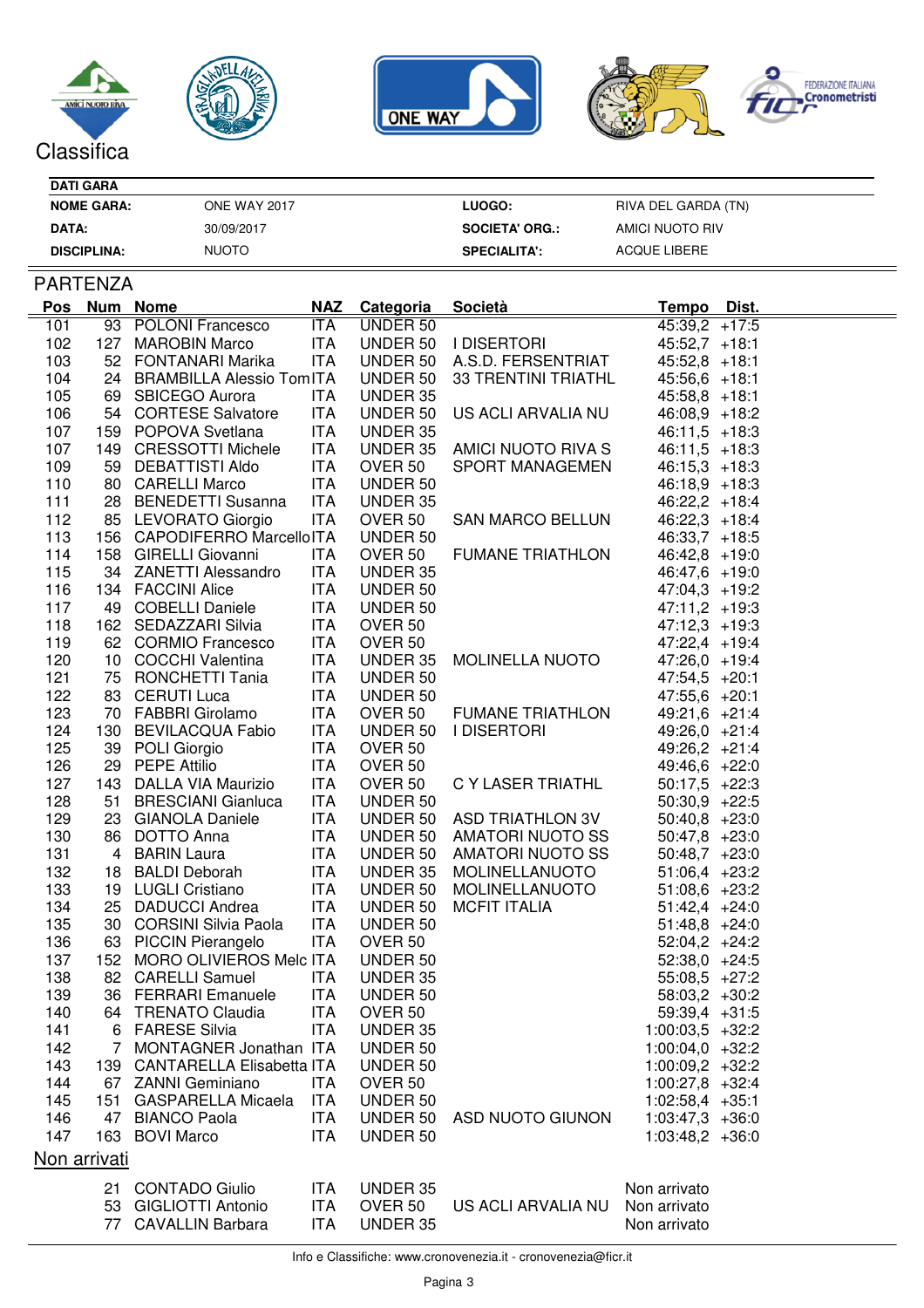# Classifica

| DATI GARA | | | |
|---|---|---|---|
| **NOME GARA:** | ONE WAY 2017 | **LUOGO:** | RIVA DEL GARDA (TN) |
| **DATA:** | 30/09/2017 | **SOCIETA' ORG.:** | AMICI NUOTO RIV |
| **DISCIPLINA:** | NUOTO | **SPECIALITA':** | ACQUE LIBERE |

## PARTENZA

| Pos | Num | Nome | NAZ | Categoria | Società | Tempo | Dist. |
|---|---|---|---|---|---|---|---|
| 101 | 93 | POLONI Francesco | ITA | UNDER 50 | | 45:39,2 | +17:5 |
| 102 | 127 | MAROBIN Marco | ITA | UNDER 50 | I DISERTORI | 45:52,7 | +18:1 |
| 103 | 52 | FONTANARI Marika | ITA | UNDER 50 | A.S.D. FERSENTRIAT | 45:52,8 | +18:1 |
| 104 | 24 | BRAMBILLA Alessio Tom | ITA | UNDER 50 | 33 TRENTINI TRIATHL | 45:56,6 | +18:1 |
| 105 | 69 | SBICEGO Aurora | ITA | UNDER 35 | | 45:58,8 | +18:1 |
| 106 | 54 | CORTESE Salvatore | ITA | UNDER 50 | US ACLI ARVALIA NU | 46:08,9 | +18:2 |
| 107 | 159 | POPOVA Svetlana | ITA | UNDER 35 | | 46:11,5 | +18:3 |
| 107 | 149 | CRESSOTTI Michele | ITA | UNDER 35 | AMICI NUOTO RIVA S | 46:11,5 | +18:3 |
| 109 | 59 | DEBATTISTI Aldo | ITA | OVER 50 | SPORT MANAGEMEN | 46:15,3 | +18:3 |
| 110 | 80 | CARELLI Marco | ITA | UNDER 50 | | 46:18,9 | +18:3 |
| 111 | 28 | BENEDETTI Susanna | ITA | UNDER 35 | | 46:22,2 | +18:4 |
| 112 | 85 | LEVORATO Giorgio | ITA | OVER 50 | SAN MARCO BELLUN | 46:22,3 | +18:4 |
| 113 | 156 | CAPODIFERRO Marcello | ITA | UNDER 50 | | 46:33,7 | +18:5 |
| 114 | 158 | GIRELLI Giovanni | ITA | OVER 50 | FUMANE TRIATHLON | 46:42,8 | +19:0 |
| 115 | 34 | ZANETTI Alessandro | ITA | UNDER 35 | | 46:47,6 | +19:0 |
| 116 | 134 | FACCINI Alice | ITA | UNDER 50 | | 47:04,3 | +19:2 |
| 117 | 49 | COBELLI Daniele | ITA | UNDER 50 | | 47:11,2 | +19:3 |
| 118 | 162 | SEDAZZARI Silvia | ITA | OVER 50 | | 47:12,3 | +19:3 |
| 119 | 62 | CORMIO Francesco | ITA | OVER 50 | | 47:22,4 | +19:4 |
| 120 | 10 | COCCHI Valentina | ITA | UNDER 35 | MOLINELLA NUOTO | 47:26,0 | +19:4 |
| 121 | 75 | RONCHETTI Tania | ITA | UNDER 50 | | 47:54,5 | +20:1 |
| 122 | 83 | CERUTI Luca | ITA | UNDER 50 | | 47:55,6 | +20:1 |
| 123 | 70 | FABBRI Girolamo | ITA | OVER 50 | FUMANE TRIATHLON | 49:21,6 | +21:4 |
| 124 | 130 | BEVILACQUA Fabio | ITA | UNDER 50 | I DISERTORI | 49:26,0 | +21:4 |
| 125 | 39 | POLI Giorgio | ITA | OVER 50 | | 49:26,2 | +21:4 |
| 126 | 29 | PEPE Attilio | ITA | OVER 50 | | 49:46,6 | +22:0 |
| 127 | 143 | DALLA VIA Maurizio | ITA | OVER 50 | C Y LASER TRIATHL | 50:17,5 | +22:3 |
| 128 | 51 | BRESCIANI Gianluca | ITA | UNDER 50 | | 50:30,9 | +22:5 |
| 129 | 23 | GIANOLA Daniele | ITA | UNDER 50 | ASD TRIATHLON 3V | 50:40,8 | +23:0 |
| 130 | 86 | DOTTO Anna | ITA | UNDER 50 | AMATORI NUOTO SS | 50:47,8 | +23:0 |
| 131 | 4 | BARIN Laura | ITA | UNDER 50 | AMATORI NUOTO SS | 50:48,7 | +23:0 |
| 132 | 18 | BALDI Deborah | ITA | UNDER 35 | MOLINELLANUOTO | 51:06,4 | +23:2 |
| 133 | 19 | LUGLI Cristiano | ITA | UNDER 50 | MOLINELLANUOTO | 51:08,6 | +23:2 |
| 134 | 25 | DADUCCI Andrea | ITA | UNDER 50 | MCFIT ITALIA | 51:42,4 | +24:0 |
| 135 | 30 | CORSINI Silvia Paola | ITA | UNDER 50 | | 51:48,8 | +24:0 |
| 136 | 63 | PICCIN Pierangelo | ITA | OVER 50 | | 52:04,2 | +24:2 |
| 137 | 152 | MORO OLIVIEROS Melc | ITA | UNDER 50 | | 52:38,0 | +24:5 |
| 138 | 82 | CARELLI Samuel | ITA | UNDER 35 | | 55:08,5 | +27:2 |
| 139 | 36 | FERRARI Emanuele | ITA | UNDER 50 | | 58:03,2 | +30:2 |
| 140 | 64 | TRENATO Claudia | ITA | OVER 50 | | 59:39,4 | +31:5 |
| 141 | 6 | FARESE Silvia | ITA | UNDER 35 | | 1:00:03,5 | +32:2 |
| 142 | 7 | MONTAGNER Jonathan | ITA | UNDER 50 | | 1:00:04,0 | +32:2 |
| 143 | 139 | CANTARELLA Elisabetta | ITA | UNDER 50 | | 1:00:09,2 | +32:2 |
| 144 | 67 | ZANNI Geminiano | ITA | OVER 50 | | 1:00:27,8 | +32:4 |
| 145 | 151 | GASPARELLA Micaela | ITA | UNDER 50 | | 1:02:58,4 | +35:1 |
| 146 | 47 | BIANCO Paola | ITA | UNDER 50 | ASD NUOTO GIUNON | 1:03:47,3 | +36:0 |
| 147 | 163 | BOVI Marco | ITA | UNDER 50 | | 1:03:48,2 | +36:0 |

## Non arrivati

| Num | Nome | NAZ | Categoria | Società | Tempo |
|---|---|---|---|---|---|
| 21 | CONTADO Giulio | ITA | UNDER 35 | | Non arrivato |
| 53 | GIGLIOTTI Antonio | ITA | OVER 50 | US ACLI ARVALIA NU | Non arrivato |
| 77 | CAVALLIN Barbara | ITA | UNDER 35 | | Non arrivato |

Info e Classifiche: www.cronovenezia.it - cronovenezia@ficr.it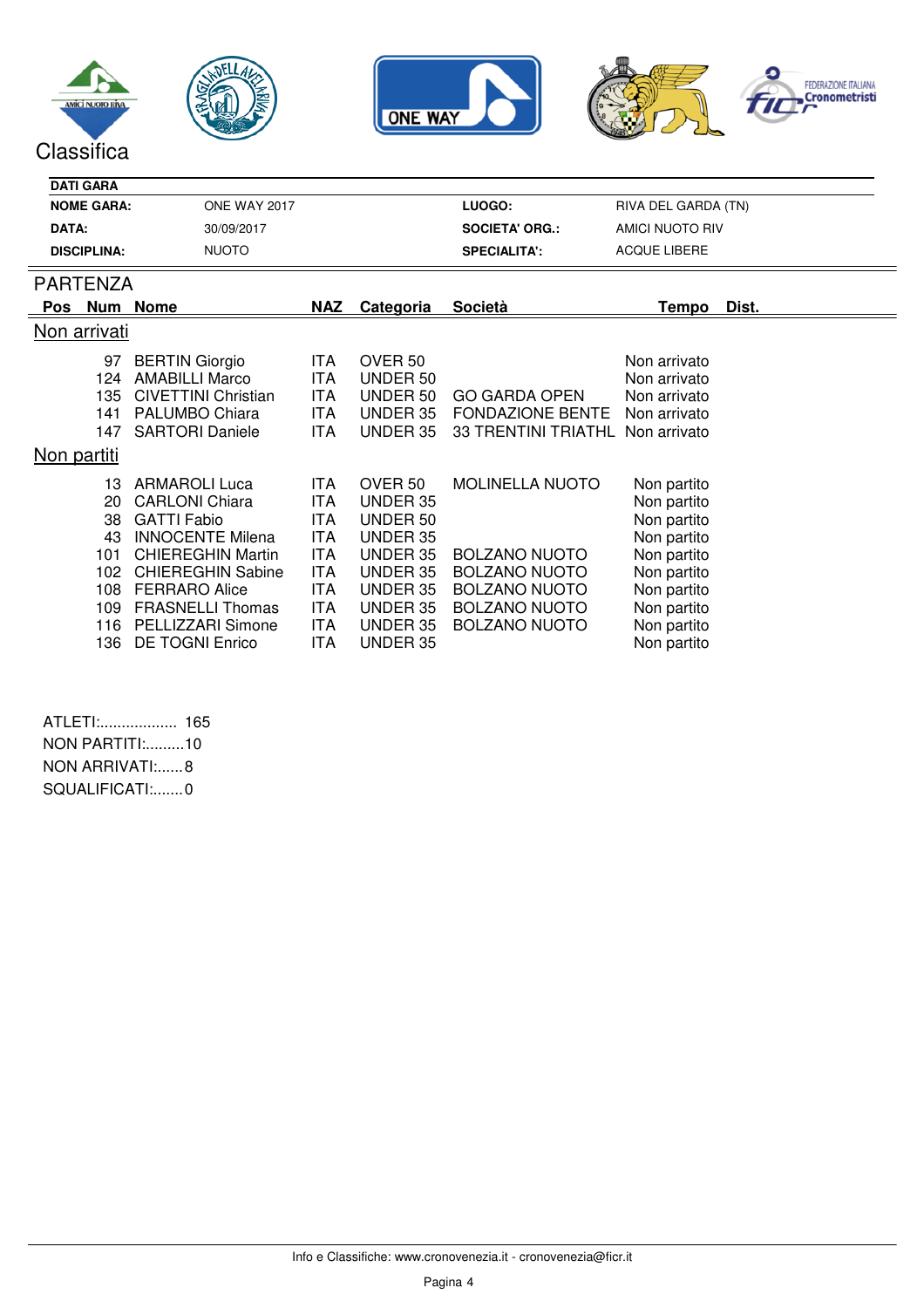Classifica

| DATI GARA | | | |
|---|---|---|---|
| **NOME GARA:** | ONE WAY 2017 | **LUOGO:** | RIVA DEL GARDA (TN) |
| **DATA:** | 30/09/2017 | **SOCIETA' ORG.:** | AMICI NUOTO RIV |
| **DISCIPLINA:** | NUOTO | **SPECIALITA':** | ACQUE LIBERE |

## PARTENZA

### Non arrivati

| Pos | Num | Nome | NAZ | Categoria | Società | Tempo | Dist. |
|---|---|---|---|---|---|---|---|
| | 97 | BERTIN Giorgio | ITA | OVER 50 | | Non arrivato | |
| | 124 | AMABILLI Marco | ITA | UNDER 50 | | Non arrivato | |
| | 135 | CIVETTINI Christian | ITA | UNDER 50 | GO GARDA OPEN | Non arrivato | |
| | 141 | PALUMBO Chiara | ITA | UNDER 35 | FONDAZIONE BENTE | Non arrivato | |
| | 147 | SARTORI Daniele | ITA | UNDER 35 | 33 TRENTINI TRIATHL | Non arrivato | |

### Non partiti

| Pos | Num | Nome | NAZ | Categoria | Società | Tempo | Dist. |
|---|---|---|---|---|---|---|---|
| | 13 | ARMAROLI Luca | ITA | OVER 50 | MOLINELLA NUOTO | Non partito | |
| | 20 | CARLONI Chiara | ITA | UNDER 35 | | Non partito | |
| | 38 | GATTI Fabio | ITA | UNDER 50 | | Non partito | |
| | 43 | INNOCENTE Milena | ITA | UNDER 35 | | Non partito | |
| | 101 | CHIEREGHIN Martin | ITA | UNDER 35 | BOLZANO NUOTO | Non partito | |
| | 102 | CHIEREGHIN Sabine | ITA | UNDER 35 | BOLZANO NUOTO | Non partito | |
| | 108 | FERRARO Alice | ITA | UNDER 35 | BOLZANO NUOTO | Non partito | |
| | 109 | FRASNELLI Thomas | ITA | UNDER 35 | BOLZANO NUOTO | Non partito | |
| | 116 | PELLIZZARI Simone | ITA | UNDER 35 | BOLZANO NUOTO | Non partito | |
| | 136 | DE TOGNI Enrico | ITA | UNDER 35 | | Non partito | |

ATLETI:.................. 165
NON PARTITI:.........10
NON ARRIVATI:......8
SQUALIFICATI:.......0

Info e Classifiche: www.cronovenezia.it - cronovenezia@ficr.it